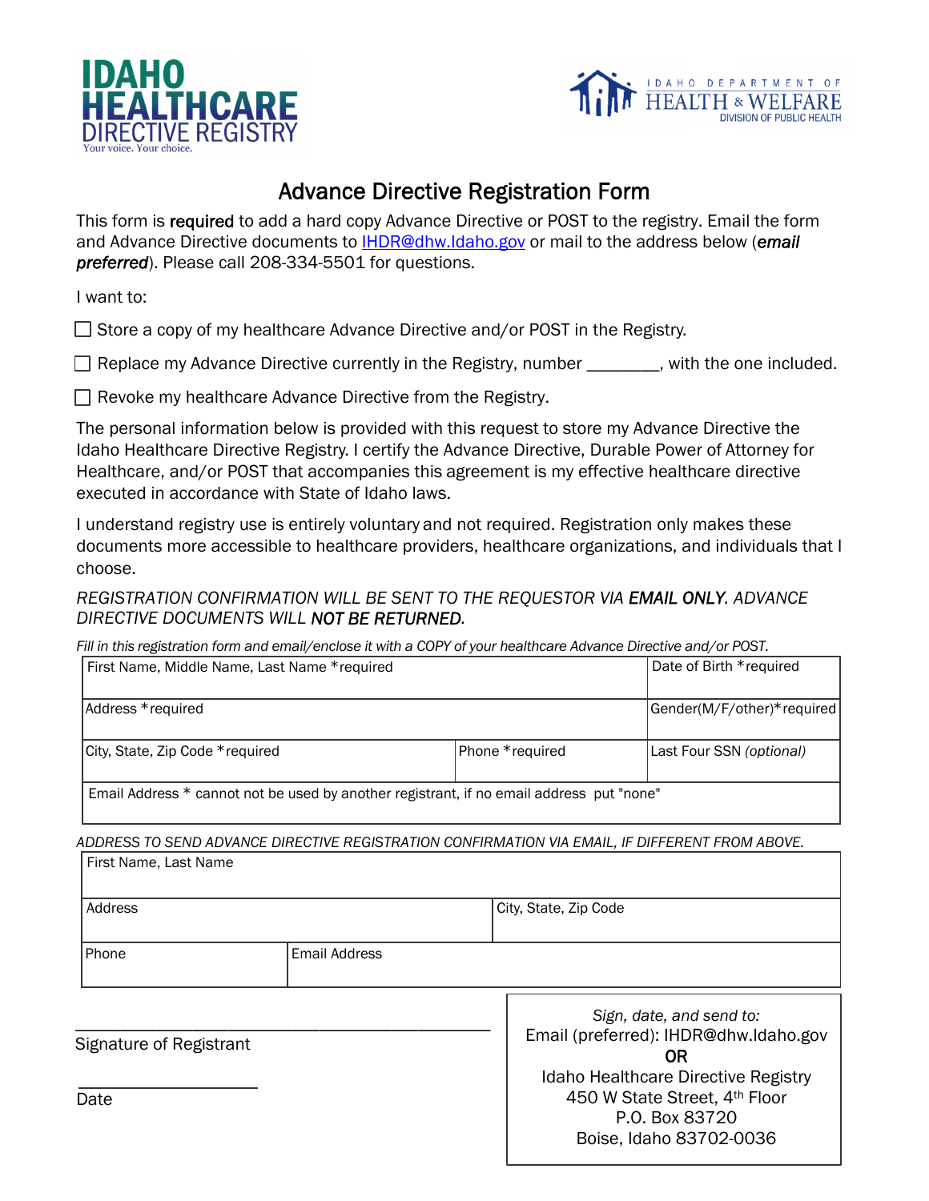IDAHO HEALTHCARE DIRECTIVE REGISTRY
Your voice. Your choice.

IDAHO DEPARTMENT OF HEALTH & WELFARE
DIVISION OF PUBLIC HEALTH

# Advance Directive Registration Form

This form is **required** to add a hard copy Advance Directive or POST to the registry. Email the form and Advance Directive documents to IHDR@dhw.Idaho.gov or mail to the address below (***email preferred***). Please call 208-334-5501 for questions.

I want to:

☐ Store a copy of my healthcare Advance Directive and/or POST in the Registry.

☐ Replace my Advance Directive currently in the Registry, number ________, with the one included.

☐ Revoke my healthcare Advance Directive from the Registry.

The personal information below is provided with this request to store my Advance Directive the Idaho Healthcare Directive Registry. I certify the Advance Directive, Durable Power of Attorney for Healthcare, and/or POST that accompanies this agreement is my effective healthcare directive executed in accordance with State of Idaho laws.

I understand registry use is entirely voluntary and not required. Registration only makes these documents more accessible to healthcare providers, healthcare organizations, and individuals that I choose.

*REGISTRATION CONFIRMATION WILL BE SENT TO THE REQUESTOR VIA **EMAIL ONLY**. ADVANCE DIRECTIVE DOCUMENTS WILL **NOT BE RETURNED**.*

*Fill in this registration form and email/enclose it with a COPY of your healthcare Advance Directive and/or POST.*

| First Name, Middle Name, Last Name *required | | Date of Birth *required |
|---|---|---|
| Address *required | | Gender(M/F/other)*required |
| City, State, Zip Code *required | Phone *required | Last Four SSN *(optional)* |
| Email Address * cannot not be used by another registrant, if no email address put "none" | | |

*ADDRESS TO SEND ADVANCE DIRECTIVE REGISTRATION CONFIRMATION VIA EMAIL, IF DIFFERENT FROM ABOVE.*

| First Name, Last Name | |
|---|---|
| Address | City, State, Zip Code |
| Phone | Email Address |

______________________________________________
Signature of Registrant

____________________
Date

*Sign, date, and send to:*
Email (preferred): IHDR@dhw.Idaho.gov
OR
Idaho Healthcare Directive Registry
450 W State Street, 4th Floor
P.O. Box 83720
Boise, Idaho 83702-0036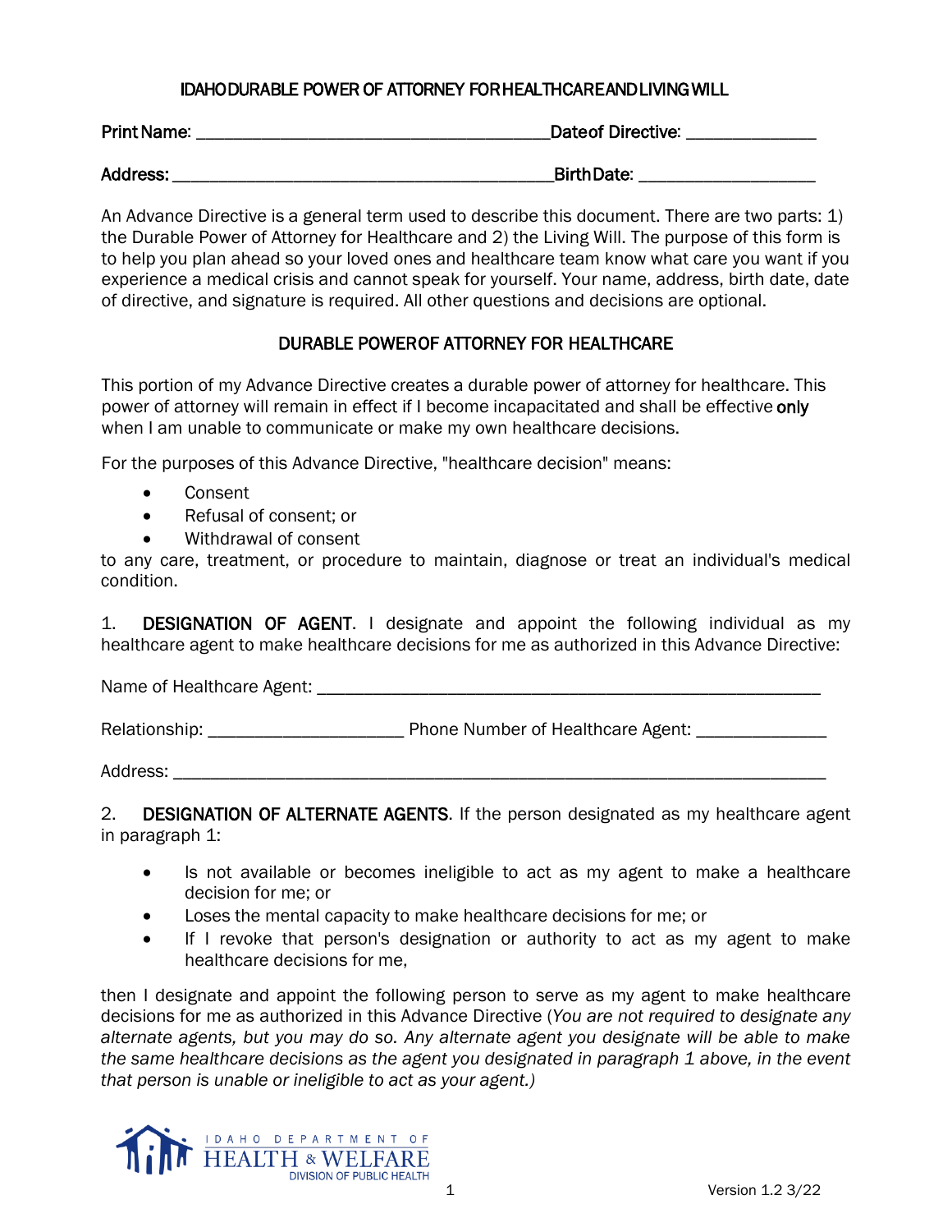## IDAHO DURABLE POWER OF ATTORNEY FOR HEALTHCARE AND LIVING WILL

**Print Name:** ________________________________________ **Date of Directive:** _______________

**Address:** ___________________________________________ **Birth Date:** ___________________

An Advance Directive is a general term used to describe this document. There are two parts: 1) the Durable Power of Attorney for Healthcare and 2) the Living Will. The purpose of this form is to help you plan ahead so your loved ones and healthcare team know what care you want if you experience a medical crisis and cannot speak for yourself. Your name, address, birth date, date of directive, and signature is required. All other questions and decisions are optional.

## DURABLE POWER OF ATTORNEY FOR HEALTHCARE

This portion of my Advance Directive creates a durable power of attorney for healthcare. This power of attorney will remain in effect if I become incapacitated and shall be effective **only** when I am unable to communicate or make my own healthcare decisions.

For the purposes of this Advance Directive, "healthcare decision" means:

- Consent
- Refusal of consent; or
- Withdrawal of consent

to any care, treatment, or procedure to maintain, diagnose or treat an individual's medical condition.

1. **DESIGNATION OF AGENT**. I designate and appoint the following individual as my healthcare agent to make healthcare decisions for me as authorized in this Advance Directive:

Name of Healthcare Agent: ________________________________________________________

Relationship: _____________________ Phone Number of Healthcare Agent: ______________

Address: _______________________________________________________________________

2. **DESIGNATION OF ALTERNATE AGENTS**. If the person designated as my healthcare agent in paragraph 1:

- Is not available or becomes ineligible to act as my agent to make a healthcare decision for me; or
- Loses the mental capacity to make healthcare decisions for me; or
- If I revoke that person's designation or authority to act as my agent to make healthcare decisions for me,

then I designate and appoint the following person to serve as my agent to make healthcare decisions for me as authorized in this Advance Directive (*You are not required to designate any alternate agents, but you may do so. Any alternate agent you designate will be able to make the same healthcare decisions as the agent you designated in paragraph 1 above, in the event that person is unable or ineligible to act as your agent.)*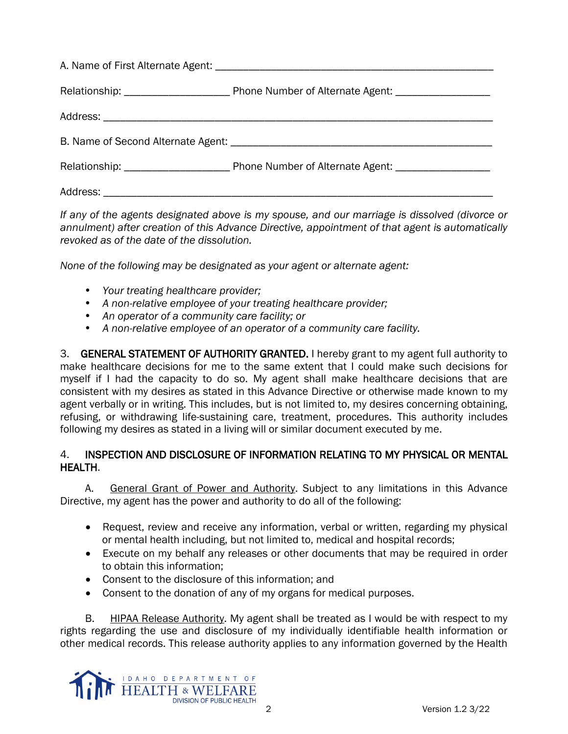A. Name of First Alternate Agent: ______________________________________________

Relationship: __________________ Phone Number of Alternate Agent: ________________

Address: _________________________________________________________________

B. Name of Second Alternate Agent: ____________________________________________

Relationship: __________________ Phone Number of Alternate Agent: ________________

Address: _________________________________________________________________

*If any of the agents designated above is my spouse, and our marriage is dissolved (divorce or annulment) after creation of this Advance Directive, appointment of that agent is automatically revoked as of the date of the dissolution.*

*None of the following may be designated as your agent or alternate agent:*

- *Your treating healthcare provider;*
- *A non-relative employee of your treating healthcare provider;*
- *An operator of a community care facility; or*
- *A non-relative employee of an operator of a community care facility.*

3. **GENERAL STATEMENT OF AUTHORITY GRANTED.** I hereby grant to my agent full authority to make healthcare decisions for me to the same extent that I could make such decisions for myself if I had the capacity to do so. My agent shall make healthcare decisions that are consistent with my desires as stated in this Advance Directive or otherwise made known to my agent verbally or in writing. This includes, but is not limited to, my desires concerning obtaining, refusing, or withdrawing life-sustaining care, treatment, procedures. This authority includes following my desires as stated in a living will or similar document executed by me.

4. **INSPECTION AND DISCLOSURE OF INFORMATION RELATING TO MY PHYSICAL OR MENTAL HEALTH.**

A. General Grant of Power and Authority. Subject to any limitations in this Advance Directive, my agent has the power and authority to do all of the following:

- Request, review and receive any information, verbal or written, regarding my physical or mental health including, but not limited to, medical and hospital records;
- Execute on my behalf any releases or other documents that may be required in order to obtain this information;
- Consent to the disclosure of this information; and
- Consent to the donation of any of my organs for medical purposes.

B. HIPAA Release Authority. My agent shall be treated as I would be with respect to my rights regarding the use and disclosure of my individually identifiable health information or other medical records. This release authority applies to any information governed by the Health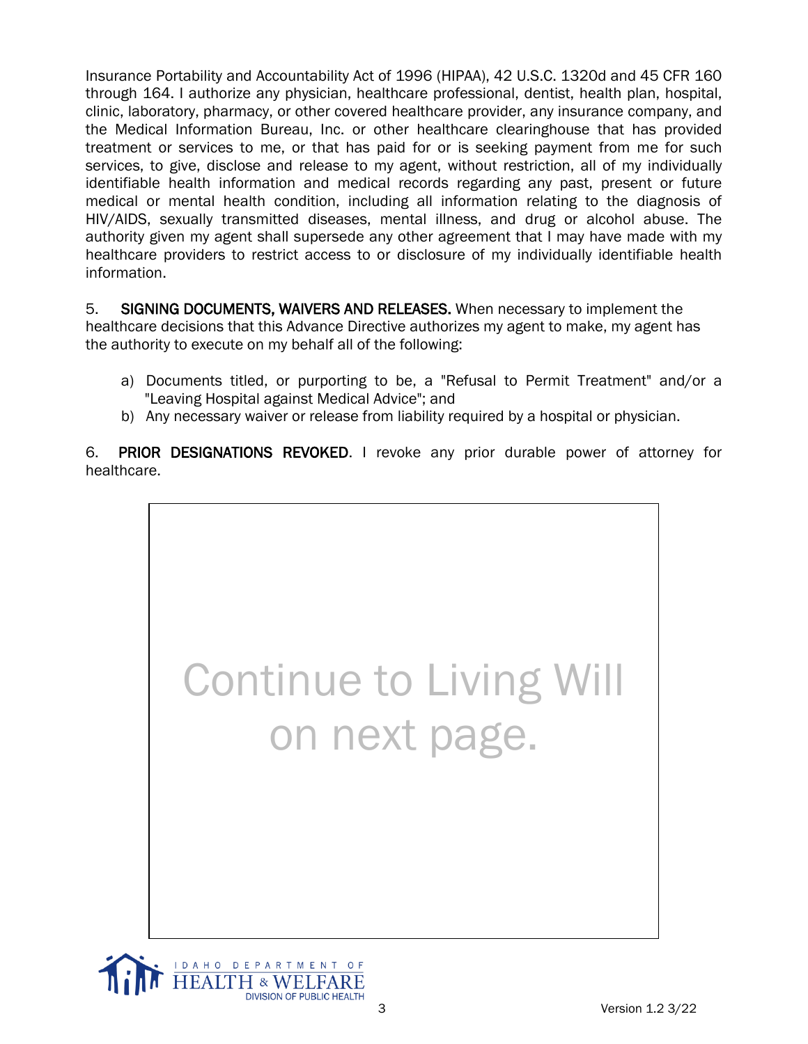Insurance Portability and Accountability Act of 1996 (HIPAA), 42 U.S.C. 1320d and 45 CFR 160 through 164. I authorize any physician, healthcare professional, dentist, health plan, hospital, clinic, laboratory, pharmacy, or other covered healthcare provider, any insurance company, and the Medical Information Bureau, Inc. or other healthcare clearinghouse that has provided treatment or services to me, or that has paid for or is seeking payment from me for such services, to give, disclose and release to my agent, without restriction, all of my individually identifiable health information and medical records regarding any past, present or future medical or mental health condition, including all information relating to the diagnosis of HIV/AIDS, sexually transmitted diseases, mental illness, and drug or alcohol abuse. The authority given my agent shall supersede any other agreement that I may have made with my healthcare providers to restrict access to or disclosure of my individually identifiable health information.

5. **SIGNING DOCUMENTS, WAIVERS AND RELEASES.** When necessary to implement the healthcare decisions that this Advance Directive authorizes my agent to make, my agent has the authority to execute on my behalf all of the following:

a) Documents titled, or purporting to be, a "Refusal to Permit Treatment" and/or a "Leaving Hospital against Medical Advice"; and
b) Any necessary waiver or release from liability required by a hospital or physician.

6. **PRIOR DESIGNATIONS REVOKED**. I revoke any prior durable power of attorney for healthcare.

Continue to Living Will on next page.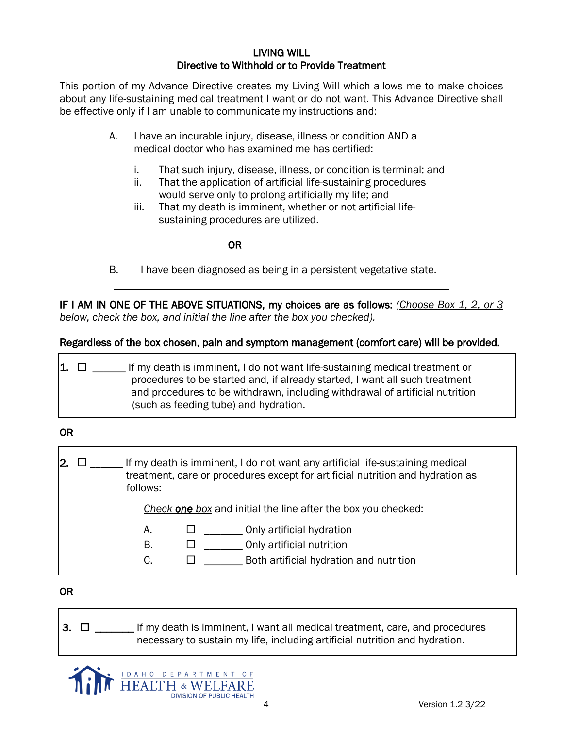## LIVING WILL
### Directive to Withhold or to Provide Treatment

This portion of my Advance Directive creates my Living Will which allows me to make choices about any life-sustaining medical treatment I want or do not want. This Advance Directive shall be effective only if I am unable to communicate my instructions and:

A. I have an incurable injury, disease, illness or condition AND a medical doctor who has examined me has certified:

   i. That such injury, disease, illness, or condition is terminal; and
   ii. That the application of artificial life-sustaining procedures would serve only to prolong artificially my life; and
   iii. That my death is imminent, whether or not artificial life-sustaining procedures are utilized.

OR

B. I have been diagnosed as being in a persistent vegetative state.

---

**IF I AM IN ONE OF THE ABOVE SITUATIONS, my choices are as follows:** *(Choose Box 1, 2, or 3 below, check the box, and initial the line after the box you checked).*

**Regardless of the box chosen, pain and symptom management (comfort care) will be provided.**

**1.** ☐ ______ If my death is imminent, I do not want life-sustaining medical treatment or procedures to be started and, if already started, I want all such treatment and procedures to be withdrawn, including withdrawal of artificial nutrition (such as feeding tube) and hydration.

**OR**

**2.** ☐ ______ If my death is imminent, I do not want any artificial life-sustaining medical treatment, care or procedures except for artificial nutrition and hydration as follows:

*Check **one** box* and initial the line after the box you checked:

A. ☐ _______ Only artificial hydration
B. ☐ _______ Only artificial nutrition
C. ☐ _______ Both artificial hydration and nutrition

**OR**

**3.** ☐ _______ If my death is imminent, I want all medical treatment, care, and procedures necessary to sustain my life, including artificial nutrition and hydration.

IDAHO DEPARTMENT OF HEALTH & WELFARE
DIVISION OF PUBLIC HEALTH

Version 1.2 3/22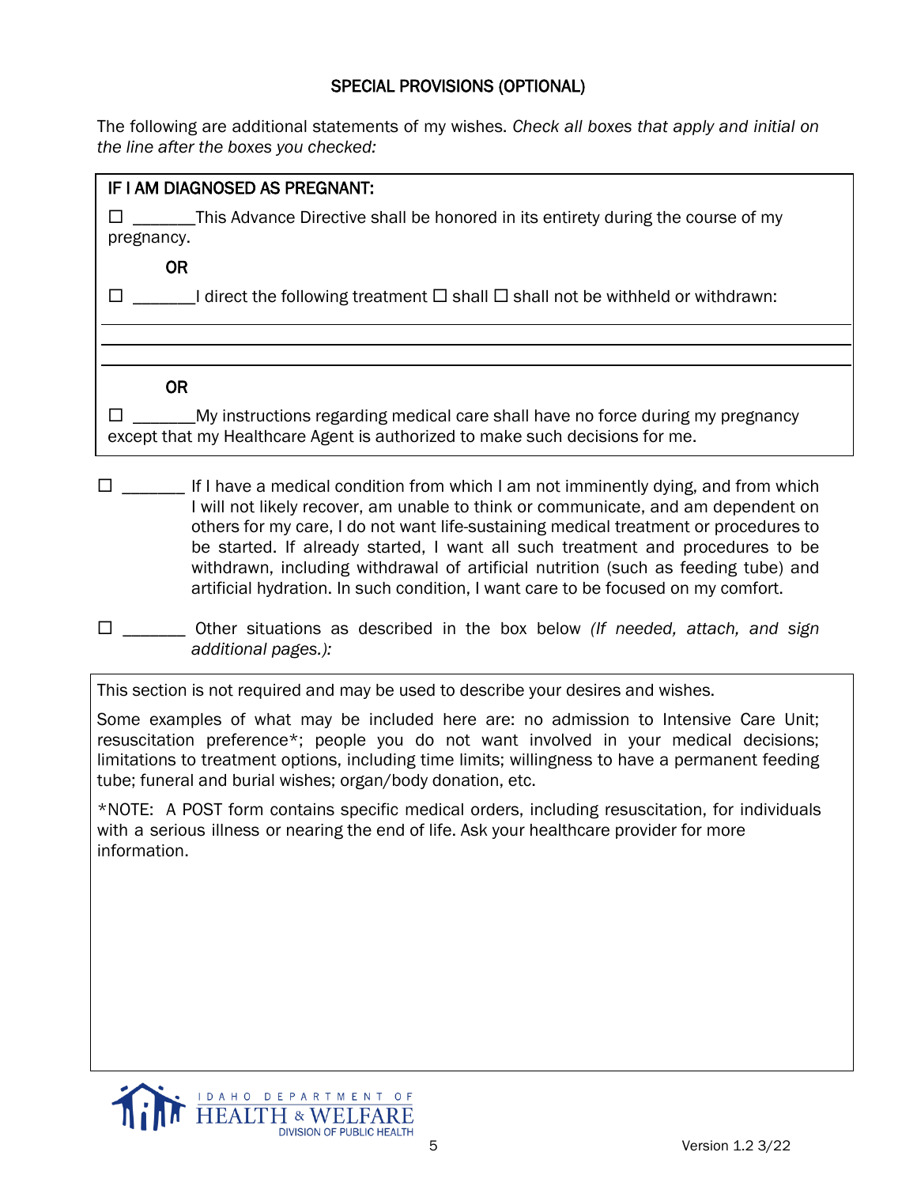## SPECIAL PROVISIONS (OPTIONAL)

The following are additional statements of my wishes. *Check all boxes that apply and initial on the line after the boxes you checked:*

**IF I AM DIAGNOSED AS PREGNANT:**

☐ _______This Advance Directive shall be honored in its entirety during the course of my pregnancy.

**OR**

☐ _______I direct the following treatment ☐ shall ☐ shall not be withheld or withdrawn:

_______________________________________________________________________________

_______________________________________________________________________________

_______________________________________________________________________________

**OR**

☐ _______My instructions regarding medical care shall have no force during my pregnancy except that my Healthcare Agent is authorized to make such decisions for me.

☐ _______ If I have a medical condition from which I am not imminently dying, and from which I will not likely recover, am unable to think or communicate, and am dependent on others for my care, I do not want life-sustaining medical treatment or procedures to be started. If already started, I want all such treatment and procedures to be withdrawn, including withdrawal of artificial nutrition (such as feeding tube) and artificial hydration. In such condition, I want care to be focused on my comfort.

☐ _______ Other situations as described in the box below *(If needed, attach, and sign additional pages.):*

This section is not required and may be used to describe your desires and wishes.

Some examples of what may be included here are: no admission to Intensive Care Unit; resuscitation preference*; people you do not want involved in your medical decisions; limitations to treatment options, including time limits; willingness to have a permanent feeding tube; funeral and burial wishes; organ/body donation, etc.

*NOTE: A POST form contains specific medical orders, including resuscitation, for individuals with a serious illness or nearing the end of life. Ask your healthcare provider for more information.

IDAHO DEPARTMENT OF HEALTH & WELFARE
DIVISION OF PUBLIC HEALTH

Version 1.2 3/22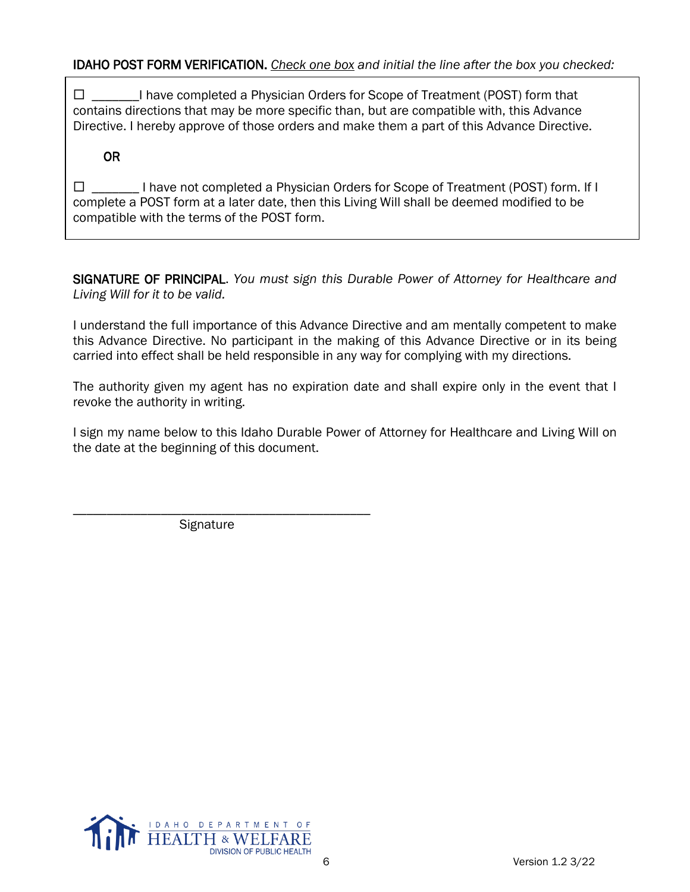**IDAHO POST FORM VERIFICATION.** *Check one box and initial the line after the box you checked:*

☐ _______I have completed a Physician Orders for Scope of Treatment (POST) form that contains directions that may be more specific than, but are compatible with, this Advance Directive. I hereby approve of those orders and make them a part of this Advance Directive.

**OR**

☐ _______ I have not completed a Physician Orders for Scope of Treatment (POST) form. If I complete a POST form at a later date, then this Living Will shall be deemed modified to be compatible with the terms of the POST form.

**SIGNATURE OF PRINCIPAL.** *You must sign this Durable Power of Attorney for Healthcare and Living Will for it to be valid.*

I understand the full importance of this Advance Directive and am mentally competent to make this Advance Directive. No participant in the making of this Advance Directive or in its being carried into effect shall be held responsible in any way for complying with my directions.

The authority given my agent has no expiration date and shall expire only in the event that I revoke the authority in writing.

I sign my name below to this Idaho Durable Power of Attorney for Healthcare and Living Will on the date at the beginning of this document.

_____________________________________________
Signature

IDAHO DEPARTMENT OF HEALTH & WELFARE
DIVISION OF PUBLIC HEALTH

Version 1.2 3/22